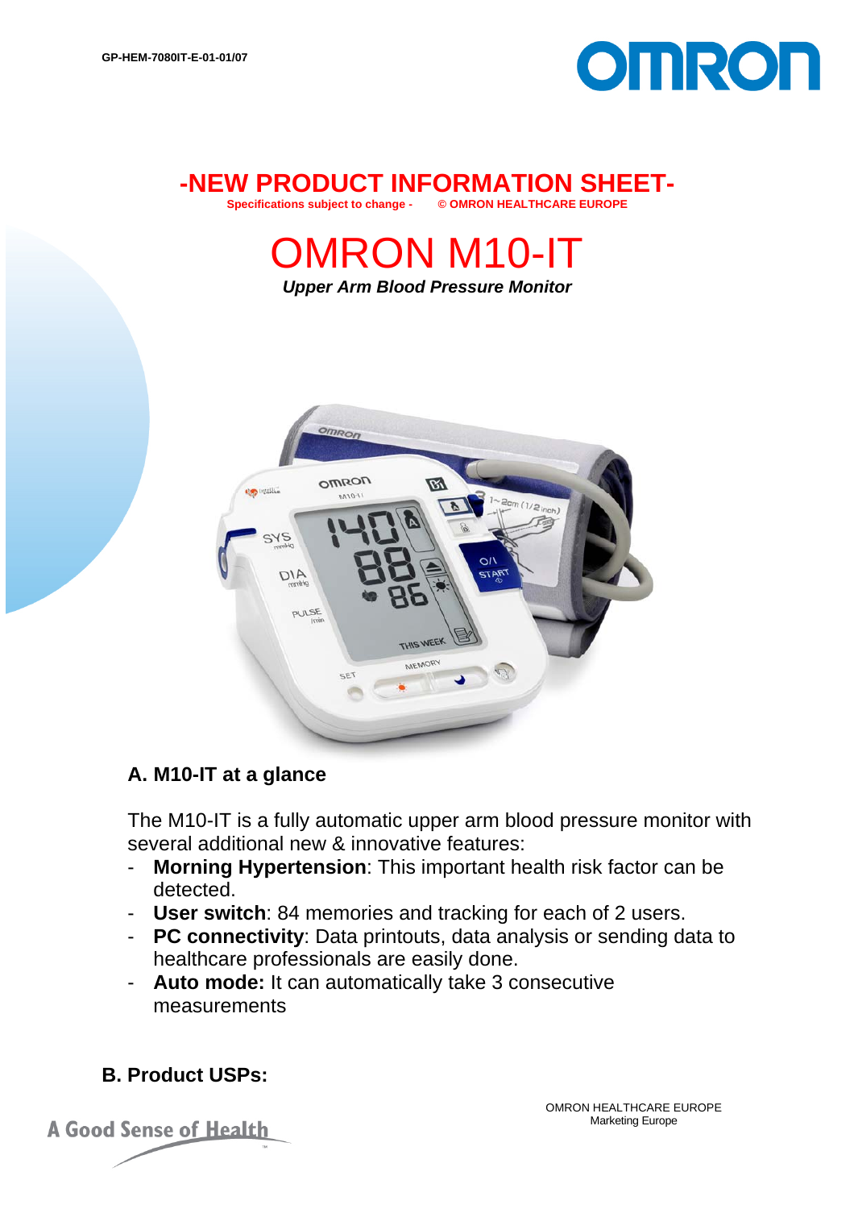GP-HEM-7080IT-E-01-01/07

# -NEW PRODUCT INFORMATION SHEET-

Specifications subject to change - © OMRON HEALTHCARE EUROPE

# OMRON M10-IT

***Upper Arm Blood Pressure Monitor***

## A. M10-IT at a glance

The M10-IT is a fully automatic upper arm blood pressure monitor with several additional new & innovative features:

- **Morning Hypertension**: This important health risk factor can be detected.
- **User switch**: 84 memories and tracking for each of 2 users.
- **PC connectivity**: Data printouts, data analysis or sending data to healthcare professionals are easily done.
- **Auto mode:** It can automatically take 3 consecutive measurements

## B. Product USPs:

A Good Sense of Health

OMRON HEALTHCARE EUROPE
Marketing Europe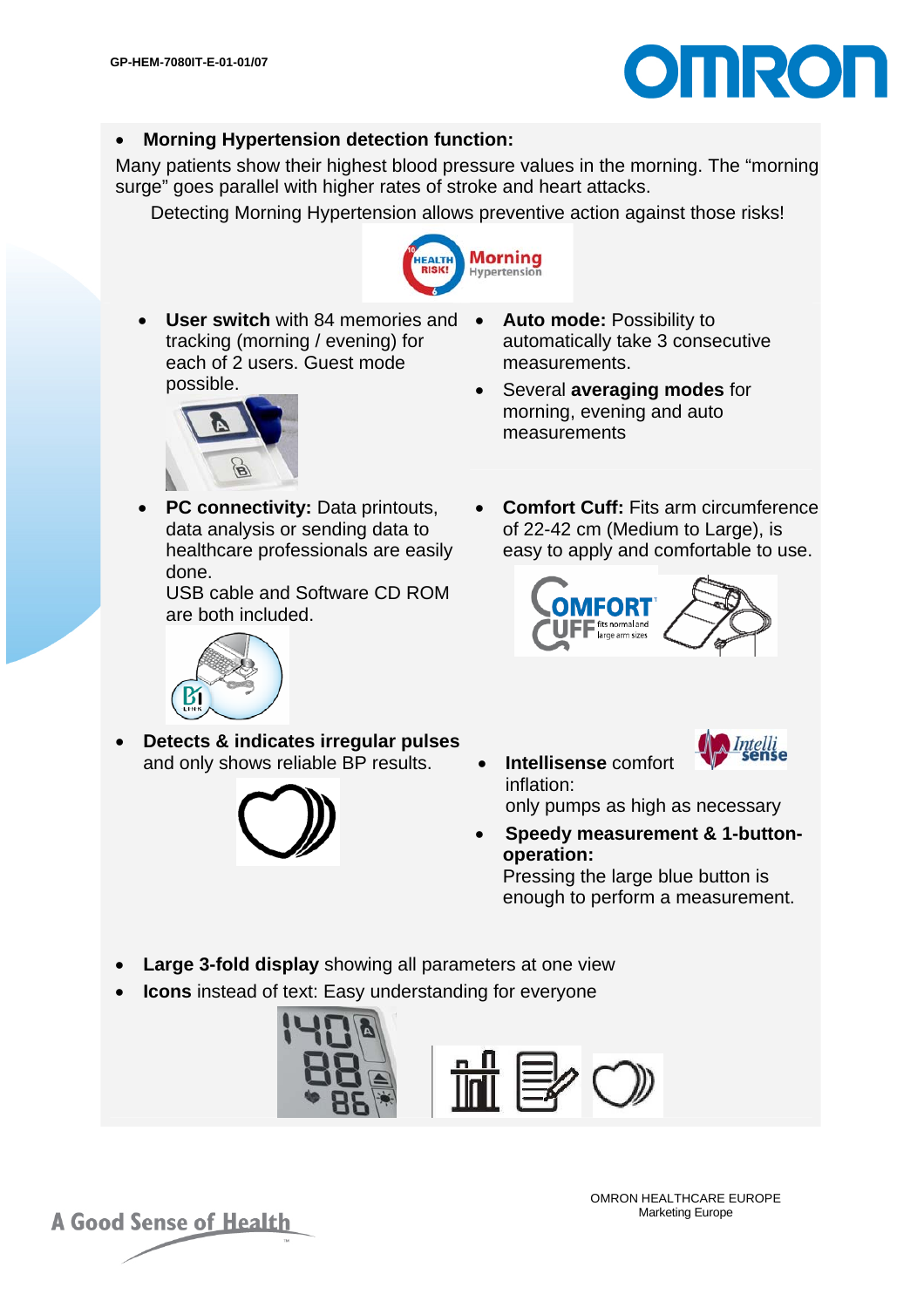- **Morning Hypertension detection function:**

Many patients show their highest blood pressure values in the morning. The "morning surge" goes parallel with higher rates of stroke and heart attacks.

Detecting Morning Hypertension allows preventive action against those risks!

- **User switch** with 84 memories and tracking (morning / evening) for each of 2 users. Guest mode possible.
- **Auto mode:** Possibility to automatically take 3 consecutive measurements.
- Several **averaging modes** for morning, evening and auto measurements
- **PC connectivity:** Data printouts, data analysis or sending data to healthcare professionals are easily done.
  USB cable and Software CD ROM are both included.
- **Comfort Cuff:** Fits arm circumference of 22-42 cm (Medium to Large), is easy to apply and comfortable to use.
- **Detects & indicates irregular pulses** and only shows reliable BP results.
- **Intellisense** comfort inflation:
  only pumps as high as necessary
- **Speedy measurement & 1-button-operation:**
  Pressing the large blue button is enough to perform a measurement.
- **Large 3-fold display** showing all parameters at one view
- **Icons** instead of text: Easy understanding for everyone

A Good Sense of Health

OMRON HEALTHCARE EUROPE
Marketing Europe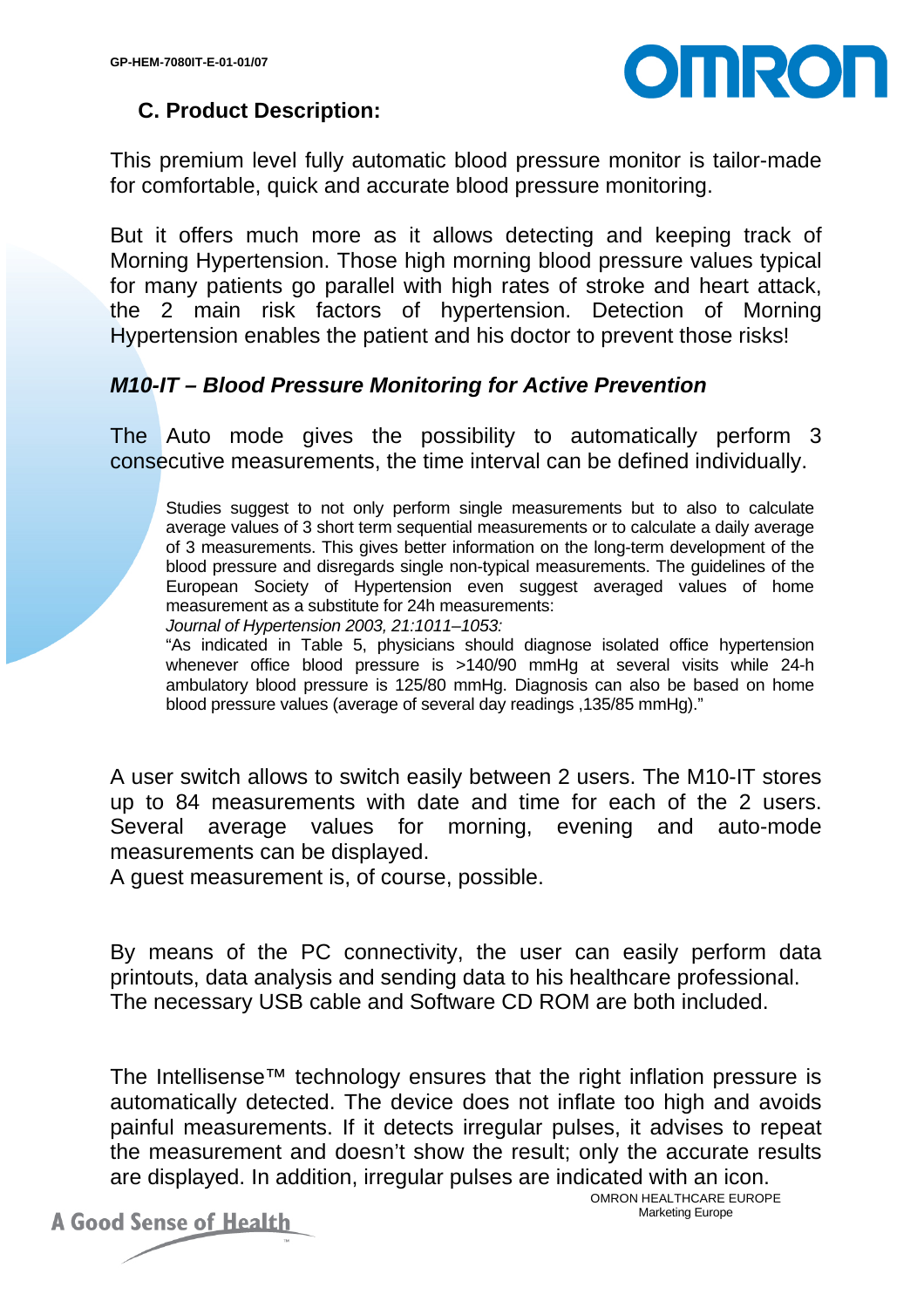## C. Product Description:

This premium level fully automatic blood pressure monitor is tailor-made for comfortable, quick and accurate blood pressure monitoring.

But it offers much more as it allows detecting and keeping track of Morning Hypertension. Those high morning blood pressure values typical for many patients go parallel with high rates of stroke and heart attack, the 2 main risk factors of hypertension. Detection of Morning Hypertension enables the patient and his doctor to prevent those risks!

### *M10-IT – Blood Pressure Monitoring for Active Prevention*

The Auto mode gives the possibility to automatically perform 3 consecutive measurements, the time interval can be defined individually.

> Studies suggest to not only perform single measurements but to also to calculate average values of 3 short term sequential measurements or to calculate a daily average of 3 measurements. This gives better information on the long-term development of the blood pressure and disregards single non-typical measurements. The guidelines of the European Society of Hypertension even suggest averaged values of home measurement as a substitute for 24h measurements:
> *Journal of Hypertension 2003, 21:1011–1053:*
> "As indicated in Table 5, physicians should diagnose isolated office hypertension whenever office blood pressure is >140/90 mmHg at several visits while 24-h ambulatory blood pressure is 125/80 mmHg. Diagnosis can also be based on home blood pressure values (average of several day readings ,135/85 mmHg)."

A user switch allows to switch easily between 2 users. The M10-IT stores up to 84 measurements with date and time for each of the 2 users. Several average values for morning, evening and auto-mode measurements can be displayed.
A guest measurement is, of course, possible.

By means of the PC connectivity, the user can easily perform data printouts, data analysis and sending data to his healthcare professional. The necessary USB cable and Software CD ROM are both included.

The Intellisense™ technology ensures that the right inflation pressure is automatically detected. The device does not inflate too high and avoids painful measurements. If it detects irregular pulses, it advises to repeat the measurement and doesn't show the result; only the accurate results are displayed. In addition, irregular pulses are indicated with an icon.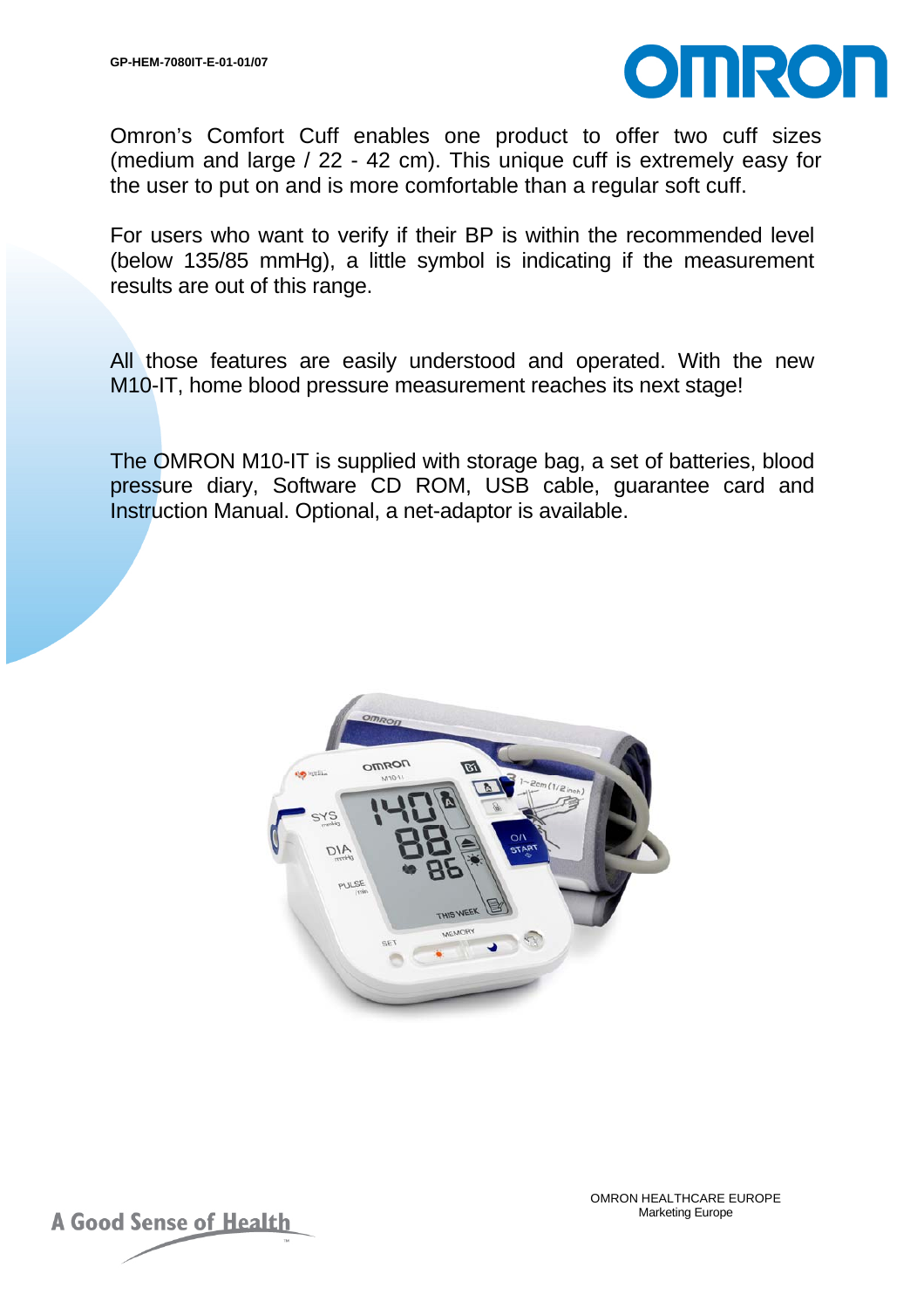Omron's Comfort Cuff enables one product to offer two cuff sizes (medium and large / 22 - 42 cm). This unique cuff is extremely easy for the user to put on and is more comfortable than a regular soft cuff.

For users who want to verify if their BP is within the recommended level (below 135/85 mmHg), a little symbol is indicating if the measurement results are out of this range.

All those features are easily understood and operated. With the new M10-IT, home blood pressure measurement reaches its next stage!

The OMRON M10-IT is supplied with storage bag, a set of batteries, blood pressure diary, Software CD ROM, USB cable, guarantee card and Instruction Manual. Optional, a net-adaptor is available.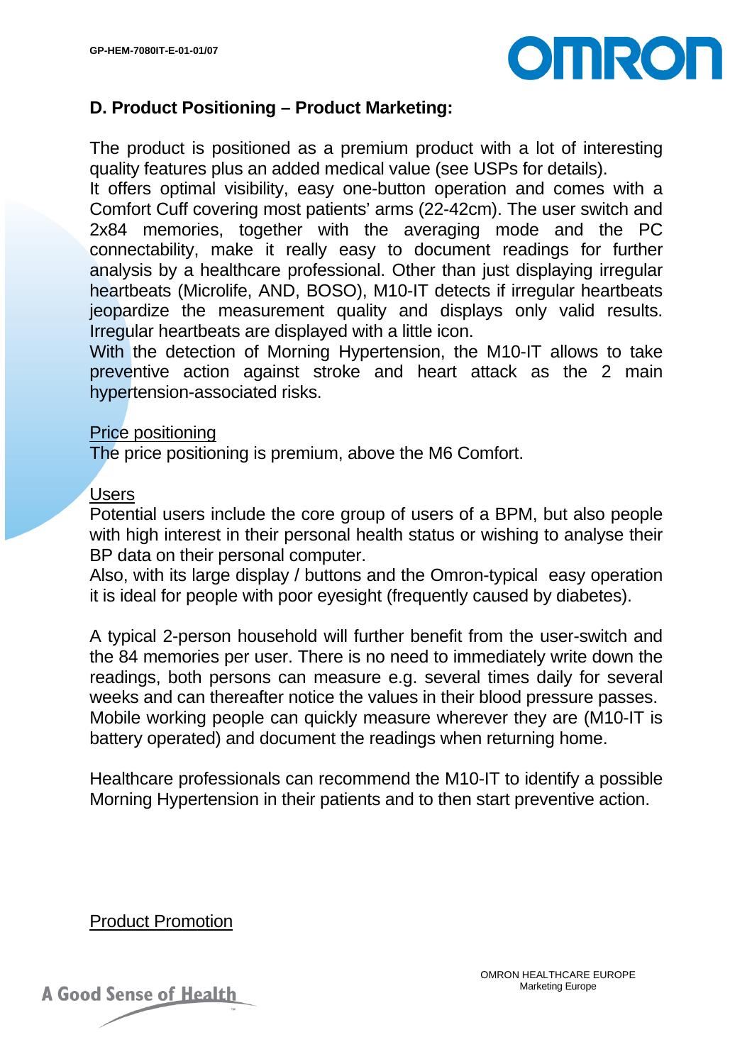## D. Product Positioning – Product Marketing:

The product is positioned as a premium product with a lot of interesting quality features plus an added medical value (see USPs for details).
It offers optimal visibility, easy one-button operation and comes with a Comfort Cuff covering most patients' arms (22-42cm). The user switch and 2x84 memories, together with the averaging mode and the PC connectability, make it really easy to document readings for further analysis by a healthcare professional. Other than just displaying irregular heartbeats (Microlife, AND, BOSO), M10-IT detects if irregular heartbeats jeopardize the measurement quality and displays only valid results. Irregular heartbeats are displayed with a little icon.
With the detection of Morning Hypertension, the M10-IT allows to take preventive action against stroke and heart attack as the 2 main hypertension-associated risks.

<u>Price positioning</u>
The price positioning is premium, above the M6 Comfort.

<u>Users</u>
Potential users include the core group of users of a BPM, but also people with high interest in their personal health status or wishing to analyse their BP data on their personal computer.
Also, with its large display / buttons and the Omron-typical easy operation it is ideal for people with poor eyesight (frequently caused by diabetes).

A typical 2-person household will further benefit from the user-switch and the 84 memories per user. There is no need to immediately write down the readings, both persons can measure e.g. several times daily for several weeks and can thereafter notice the values in their blood pressure passes.
Mobile working people can quickly measure wherever they are (M10-IT is battery operated) and document the readings when returning home.

Healthcare professionals can recommend the M10-IT to identify a possible Morning Hypertension in their patients and to then start preventive action.

<u>Product Promotion</u>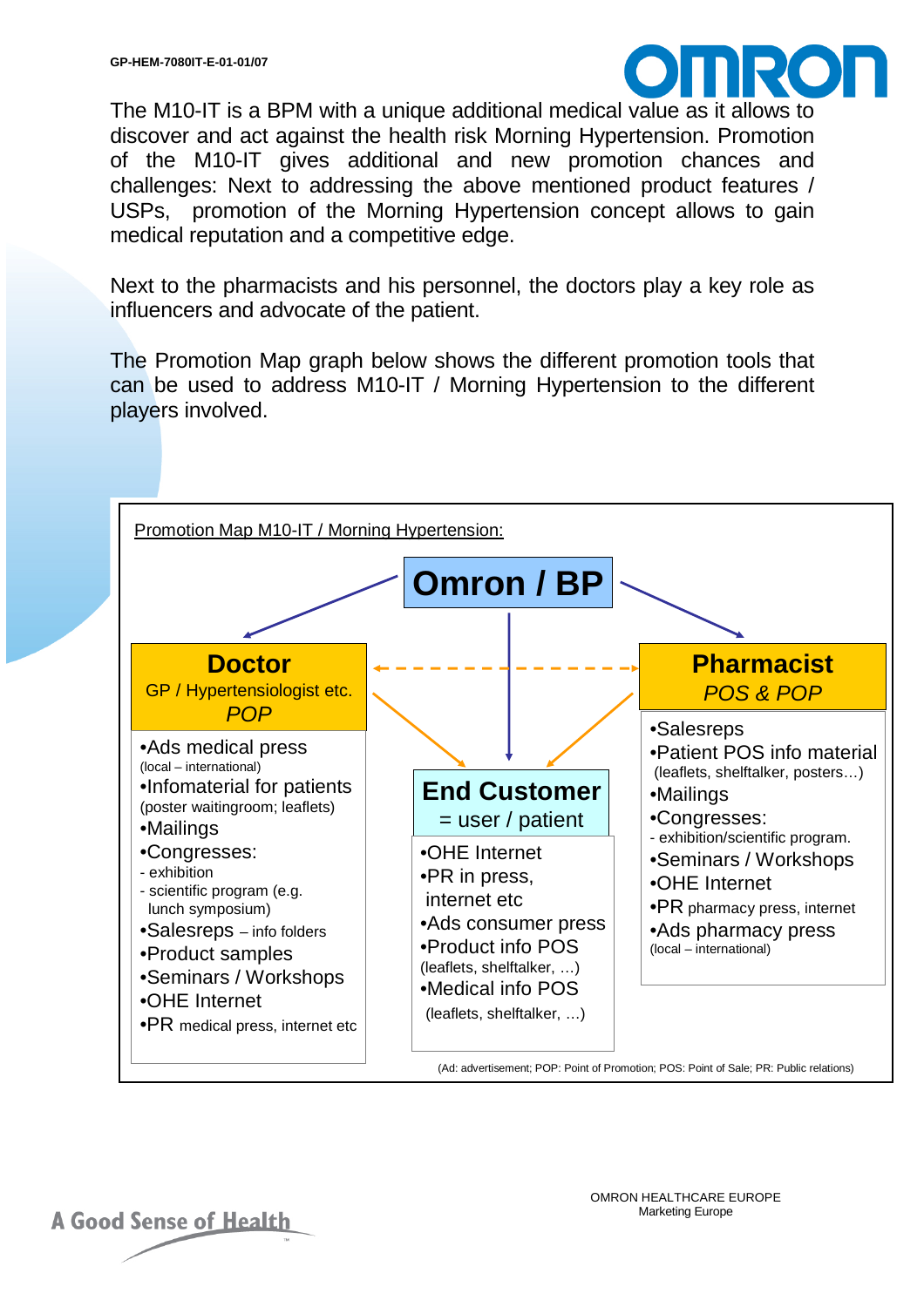The M10-IT is a BPM with a unique additional medical value as it allows to discover and act against the health risk Morning Hypertension. Promotion of the M10-IT gives additional and new promotion chances and challenges: Next to addressing the above mentioned product features / USPs, promotion of the Morning Hypertension concept allows to gain medical reputation and a competitive edge.

Next to the pharmacists and his personnel, the doctors play a key role as influencers and advocate of the patient.

The Promotion Map graph below shows the different promotion tools that can be used to address M10-IT / Morning Hypertension to the different players involved.

Promotion Map M10-IT / Morning Hypertension:

**Omron / BP**

**Doctor**
GP / Hypertensiologist etc.
*POP*

- Ads medical press (local – international)
- Infomaterial for patients (poster waitingroom; leaflets)
- Mailings
- Congresses:
  - exhibition
  - scientific program (e.g. lunch symposium)
- Salesreps – info folders
- Product samples
- Seminars / Workshops
- OHE Internet
- PR medical press, internet etc

**End Customer**
= user / patient

- OHE Internet
- PR in press, internet etc
- Ads consumer press
- Product info POS (leaflets, shelftalker, …)
- Medical info POS (leaflets, shelftalker, …)

**Pharmacist**
*POS & POP*

- Salesreps
- Patient POS info material (leaflets, shelftalker, posters…)
- Mailings
- Congresses:
  - exhibition/scientific program.
- Seminars / Workshops
- OHE Internet
- PR pharmacy press, internet
- Ads pharmacy press (local – international)

(Ad: advertisement; POP: Point of Promotion; POS: Point of Sale; PR: Public relations)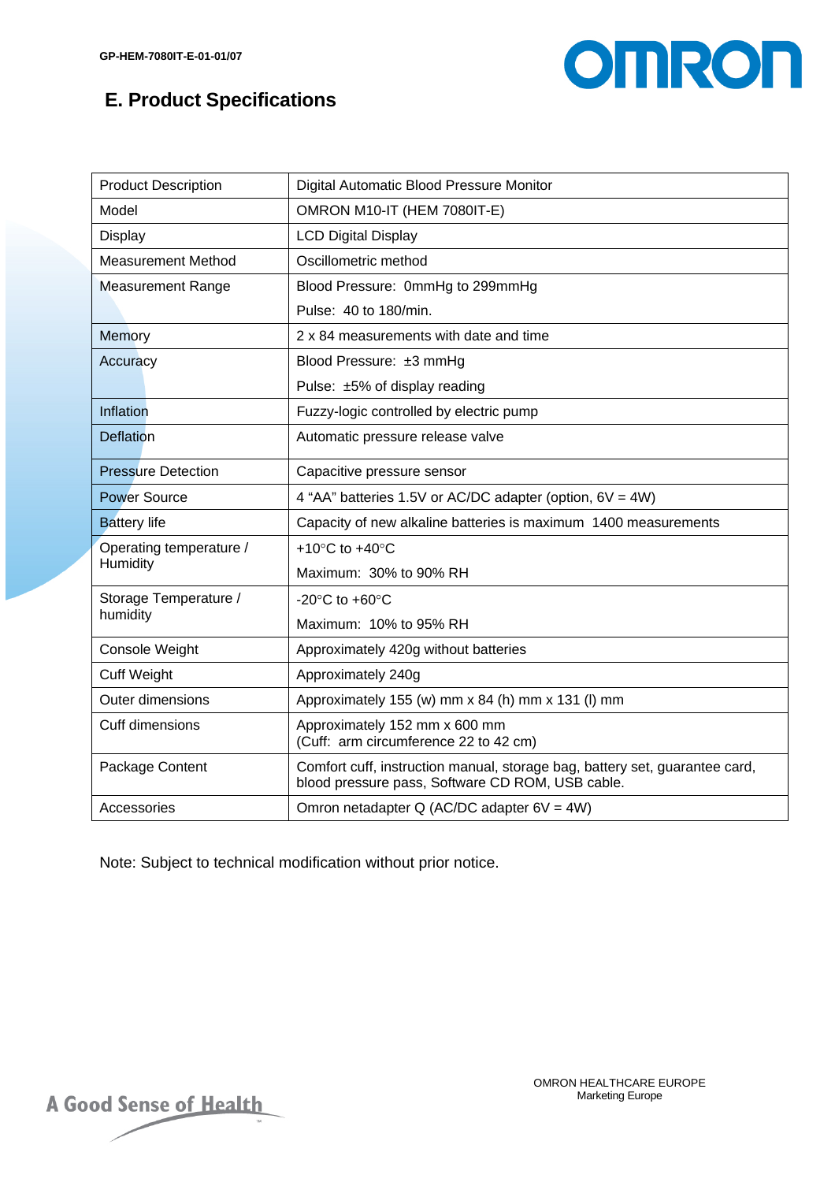## E. Product Specifications

| | |
|---|---|
| Product Description | Digital Automatic Blood Pressure Monitor |
| Model | OMRON M10-IT (HEM 7080IT-E) |
| Display | LCD Digital Display |
| Measurement Method | Oscillometric method |
| Measurement Range | Blood Pressure: 0mmHg to 299mmHg<br>Pulse: 40 to 180/min. |
| Memory | 2 x 84 measurements with date and time |
| Accuracy | Blood Pressure: ±3 mmHg<br>Pulse: ±5% of display reading |
| Inflation | Fuzzy-logic controlled by electric pump |
| Deflation | Automatic pressure release valve |
| Pressure Detection | Capacitive pressure sensor |
| Power Source | 4 "AA" batteries 1.5V or AC/DC adapter (option, 6V = 4W) |
| Battery life | Capacity of new alkaline batteries is maximum 1400 measurements |
| Operating temperature / Humidity | +10°C to +40°C<br>Maximum: 30% to 90% RH |
| Storage Temperature / humidity | -20°C to +60°C<br>Maximum: 10% to 95% RH |
| Console Weight | Approximately 420g without batteries |
| Cuff Weight | Approximately 240g |
| Outer dimensions | Approximately 155 (w) mm x 84 (h) mm x 131 (l) mm |
| Cuff dimensions | Approximately 152 mm x 600 mm<br>(Cuff: arm circumference 22 to 42 cm) |
| Package Content | Comfort cuff, instruction manual, storage bag, battery set, guarantee card, blood pressure pass, Software CD ROM, USB cable. |
| Accessories | Omron netadapter Q (AC/DC adapter 6V = 4W) |

Note: Subject to technical modification without prior notice.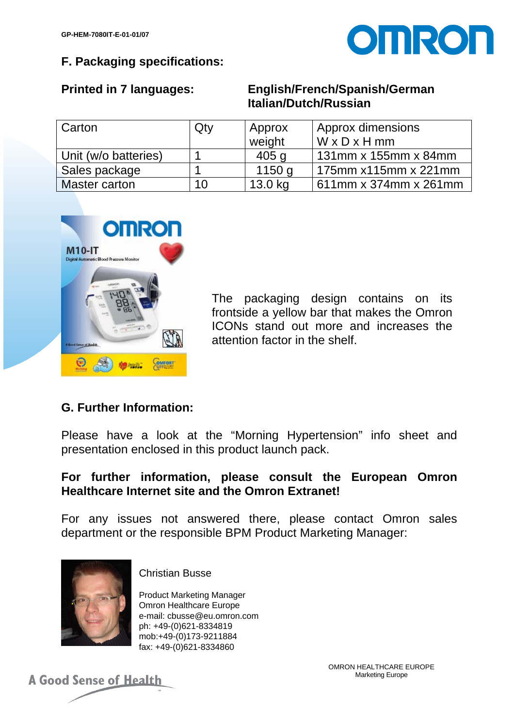## F. Packaging specifications:

**Printed in 7 languages:** **English/French/Spanish/German Italian/Dutch/Russian**

| Carton | Qty | Approx weight | Approx dimensions W x D x H mm |
|---|---|---|---|
| Unit (w/o batteries) | 1 | 405 g | 131mm x 155mm x 84mm |
| Sales package | 1 | 1150 g | 175mm x115mm x 221mm |
| Master carton | 10 | 13.0 kg | 611mm x 374mm x 261mm |

The packaging design contains on its frontside a yellow bar that makes the Omron ICONs stand out more and increases the attention factor in the shelf.

## G. Further Information:

Please have a look at the "Morning Hypertension" info sheet and presentation enclosed in this product launch pack.

**For further information, please consult the European Omron Healthcare Internet site and the Omron Extranet!**

For any issues not answered there, please contact Omron sales department or the responsible BPM Product Marketing Manager:

Christian Busse

Product Marketing Manager
Omron Healthcare Europe
e-mail: cbusse@eu.omron.com
ph: +49-(0)621-8334819
mob:+49-(0)173-9211884
fax: +49-(0)621-8334860

OMRON HEALTHCARE EUROPE
Marketing Europe